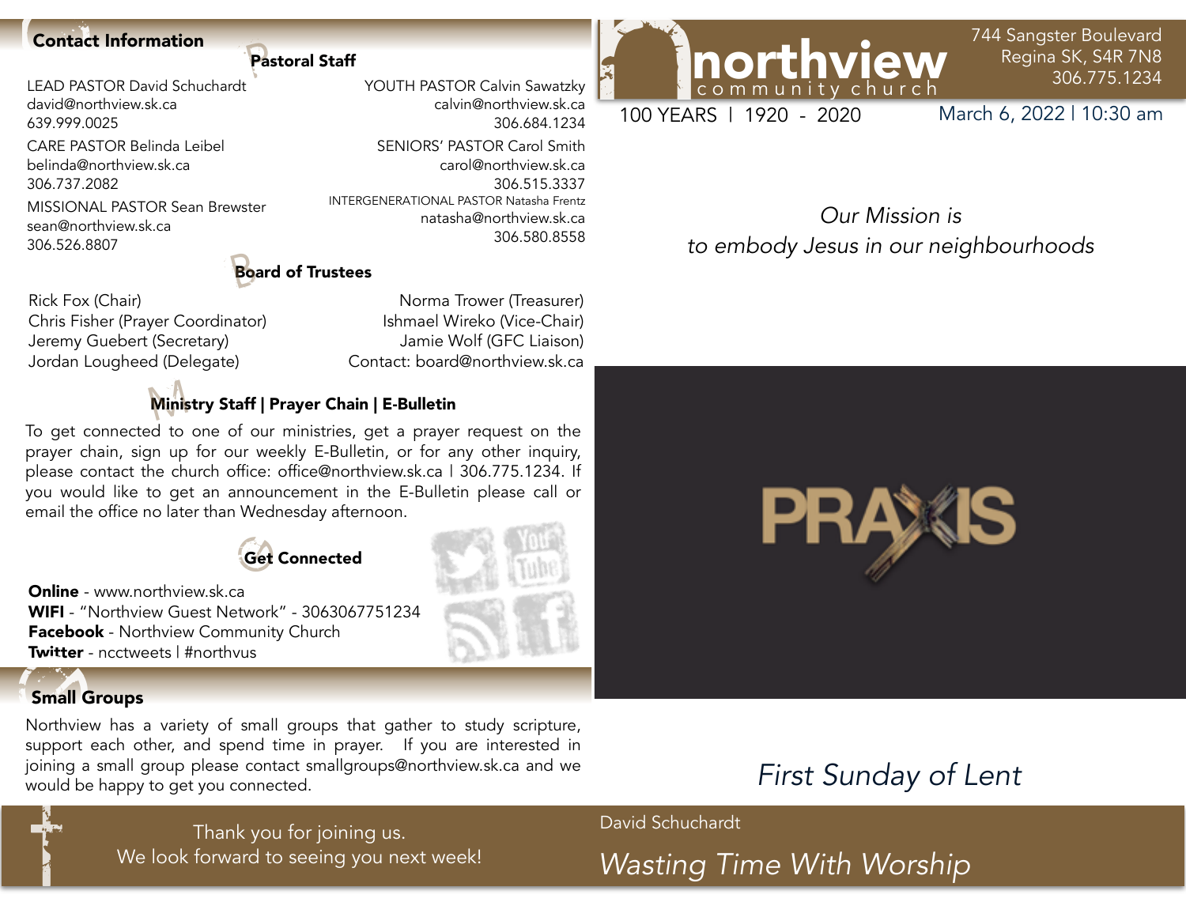## Contact Information

### Pastoral Staff

LEAD PASTOR David Schuchardt
david@northview.sk.ca
639.999.0025

CARE PASTOR Belinda Leibel
belinda@northview.sk.ca
306.737.2082

MISSIONAL PASTOR Sean Brewster
sean@northview.sk.ca
306.526.8807

YOUTH PASTOR Calvin Sawatzky
calvin@northview.sk.ca
306.684.1234

SENIORS' PASTOR Carol Smith
carol@northview.sk.ca
306.515.3337

INTERGENERATIONAL PASTOR Natasha Frentz
natasha@northview.sk.ca
306.580.8558

### Board of Trustees

Rick Fox (Chair)
Chris Fisher (Prayer Coordinator)
Jeremy Guebert (Secretary)
Jordan Lougheed (Delegate)
Norma Trower (Treasurer)
Ishmael Wireko (Vice-Chair)
Jamie Wolf (GFC Liaison)
Contact: board@northview.sk.ca

### Ministry Staff | Prayer Chain | E-Bulletin

To get connected to one of our ministries, get a prayer request on the prayer chain, sign up for our weekly E-Bulletin, or for any other inquiry, please contact the church office: office@northview.sk.ca | 306.775.1234. If you would like to get an announcement in the E-Bulletin please call or email the office no later than Wednesday afternoon.

### Get Connected

**Online** - www.northview.sk.ca
**WIFI** - "Northview Guest Network" - 3063067751234
**Facebook** - Northview Community Church
**Twitter** - ncctweets | #northvus

## Small Groups

Northview has a variety of small groups that gather to study scripture, support each other, and spend time in prayer. If you are interested in joining a small group please contact smallgroups@northview.sk.ca and we would be happy to get you connected.

Thank you for joining us.
We look forward to seeing you next week!

# northview
community church

744 Sangster Boulevard
Regina SK, S4R 7N8
306.775.1234

100 YEARS | 1920 - 2020

March 6, 2022 | 10:30 am

*Our Mission is*
*to embody Jesus in our neighbourhoods*

PRAXIS

*First Sunday of Lent*

David Schuchardt

*Wasting Time With Worship*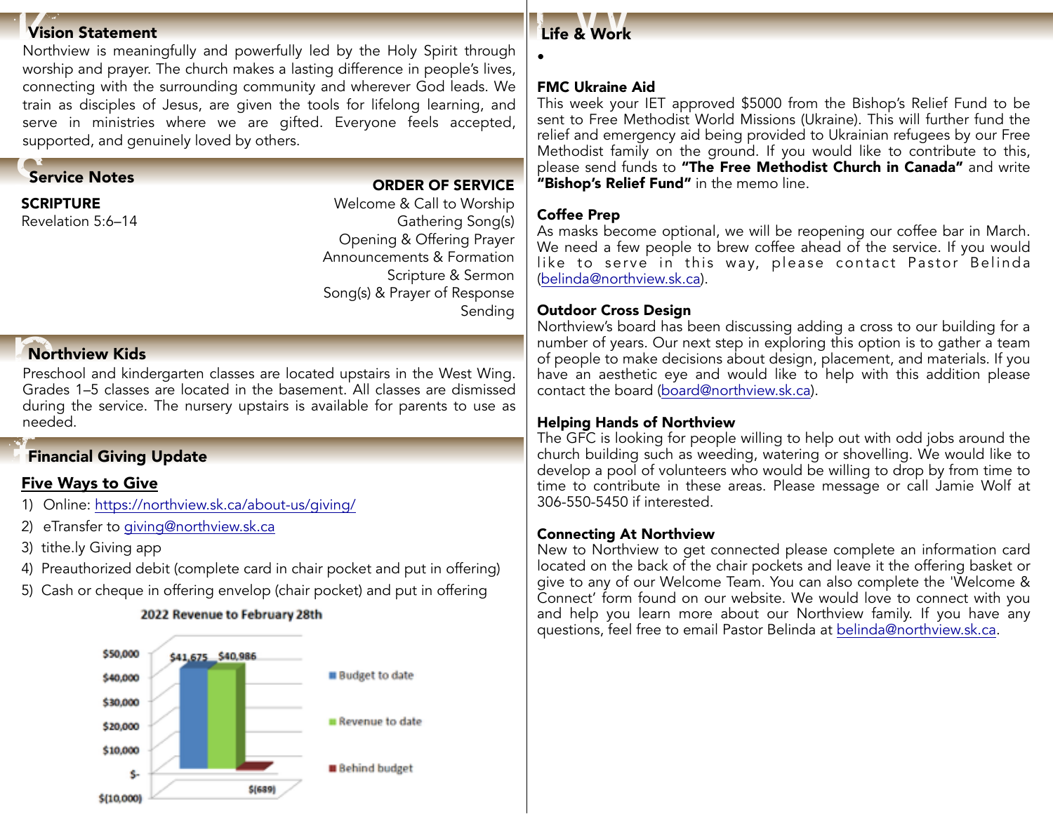## Vision Statement

Northview is meaningfully and powerfully led by the Holy Spirit through worship and prayer. The church makes a lasting difference in people's lives, connecting with the surrounding community and wherever God leads. We train as disciples of Jesus, are given the tools for lifelong learning, and serve in ministries where we are gifted. Everyone feels accepted, supported, and genuinely loved by others.

## Service Notes

**SCRIPTURE**

Revelation 5:6–14

**ORDER OF SERVICE**

Welcome & Call to Worship
Gathering Song(s)
Opening & Offering Prayer
Announcements & Formation
Scripture & Sermon
Song(s) & Prayer of Response
Sending

## Northview Kids

Preschool and kindergarten classes are located upstairs in the West Wing. Grades 1–5 classes are located in the basement. All classes are dismissed during the service. The nursery upstairs is available for parents to use as needed.

## Financial Giving Update

**Five Ways to Give**

1) Online: https://northview.sk.ca/about-us/giving/
2) eTransfer to giving@northview.sk.ca
3) tithe.ly Giving app
4) Preauthorized debit (complete card in chair pocket and put in offering)
5) Cash or cheque in offering envelop (chair pocket) and put in offering

2022 Revenue to February 28th

$50,000
$40,000
$30,000
$20,000
$10,000
$-
$(10,000)

$41,675
$40,986
$(689)

Budget to date
Revenue to date
Behind budget

## Life & Work

•

**FMC Ukraine Aid**

This week your IET approved $5000 from the Bishop's Relief Fund to be sent to Free Methodist World Missions (Ukraine). This will further fund the relief and emergency aid being provided to Ukrainian refugees by our Free Methodist family on the ground. If you would like to contribute to this, please send funds to **"The Free Methodist Church in Canada"** and write **"Bishop's Relief Fund"** in the memo line.

**Coffee Prep**

As masks become optional, we will be reopening our coffee bar in March. We need a few people to brew coffee ahead of the service. If you would like to serve in this way, please contact Pastor Belinda (belinda@northview.sk.ca).

**Outdoor Cross Design**

Northview's board has been discussing adding a cross to our building for a number of years. Our next step in exploring this option is to gather a team of people to make decisions about design, placement, and materials. If you have an aesthetic eye and would like to help with this addition please contact the board (board@northview.sk.ca).

**Helping Hands of Northview**

The GFC is looking for people willing to help out with odd jobs around the church building such as weeding, watering or shovelling. We would like to develop a pool of volunteers who would be willing to drop by from time to time to contribute in these areas. Please message or call Jamie Wolf at 306-550-5450 if interested.

**Connecting At Northview**

New to Northview to get connected please complete an information card located on the back of the chair pockets and leave it the offering basket or give to any of our Welcome Team. You can also complete the 'Welcome & Connect' form found on our website. We would love to connect with you and help you learn more about our Northview family. If you have any questions, feel free to email Pastor Belinda at belinda@northview.sk.ca.